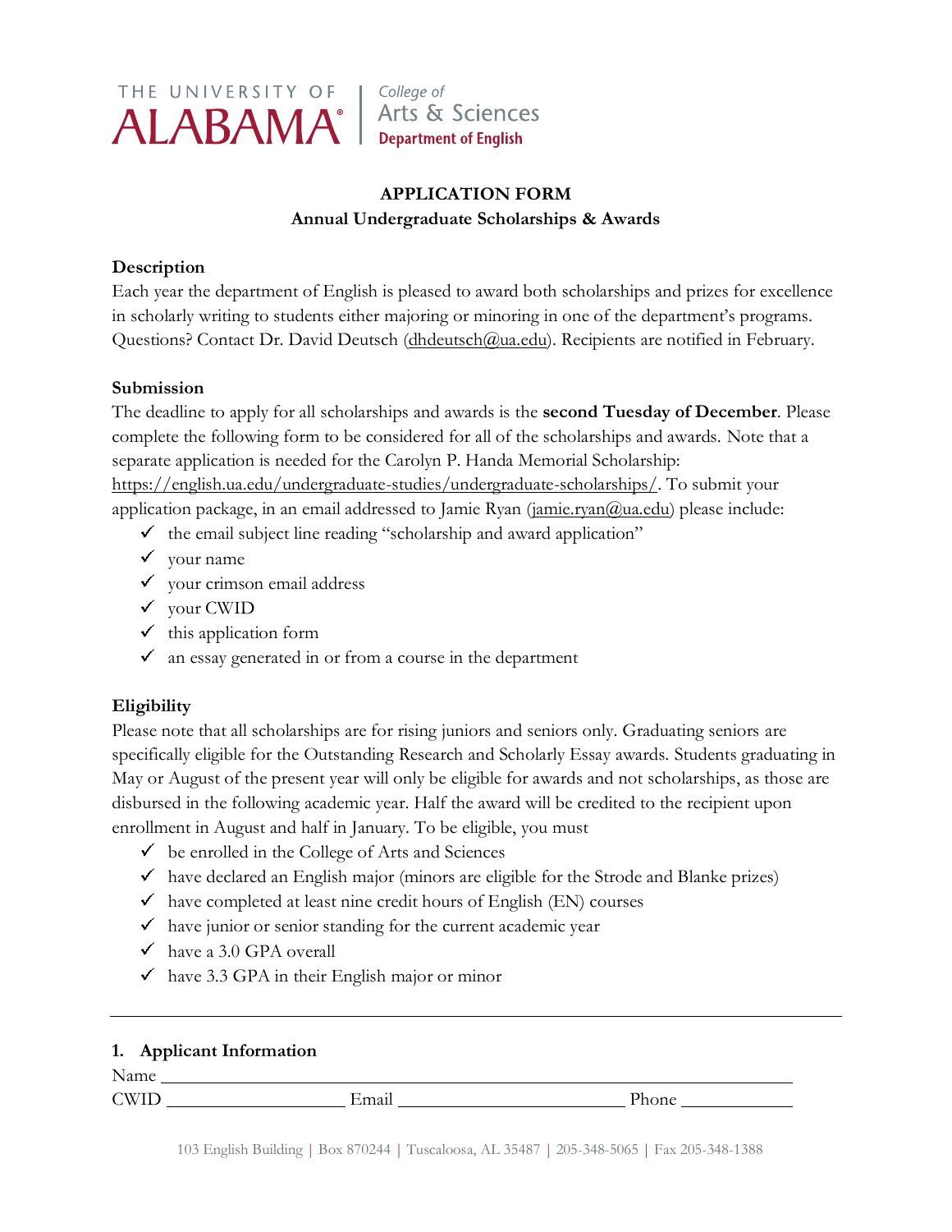THE UNIVERSITY OF ALABAMA | College of Arts & Sciences
Department of English

# APPLICATION FORM

## Annual Undergraduate Scholarships & Awards

**Description**

Each year the department of English is pleased to award both scholarships and prizes for excellence in scholarly writing to students either majoring or minoring in one of the department's programs. Questions? Contact Dr. David Deutsch (dhdeutsch@ua.edu). Recipients are notified in February.

**Submission**

The deadline to apply for all scholarships and awards is the **second Tuesday of December**. Please complete the following form to be considered for all of the scholarships and awards. Note that a separate application is needed for the Carolyn P. Handa Memorial Scholarship: https://english.ua.edu/undergraduate-studies/undergraduate-scholarships/. To submit your application package, in an email addressed to Jamie Ryan (jamie.ryan@ua.edu) please include:

- ✓ the email subject line reading "scholarship and award application"
- ✓ your name
- ✓ your crimson email address
- ✓ your CWID
- ✓ this application form
- ✓ an essay generated in or from a course in the department

**Eligibility**

Please note that all scholarships are for rising juniors and seniors only. Graduating seniors are specifically eligible for the Outstanding Research and Scholarly Essay awards. Students graduating in May or August of the present year will only be eligible for awards and not scholarships, as those are disbursed in the following academic year. Half the award will be credited to the recipient upon enrollment in August and half in January. To be eligible, you must

- ✓ be enrolled in the College of Arts and Sciences
- ✓ have declared an English major (minors are eligible for the Strode and Blanke prizes)
- ✓ have completed at least nine credit hours of English (EN) courses
- ✓ have junior or senior standing for the current academic year
- ✓ have a 3.0 GPA overall
- ✓ have 3.3 GPA in their English major or minor

---

### 1. Applicant Information

Name ______________________________________________

CWID ____________________ Email ________________________ Phone ____________

103 English Building | Box 870244 | Tuscaloosa, AL 35487 | 205-348-5065 | Fax 205-348-1388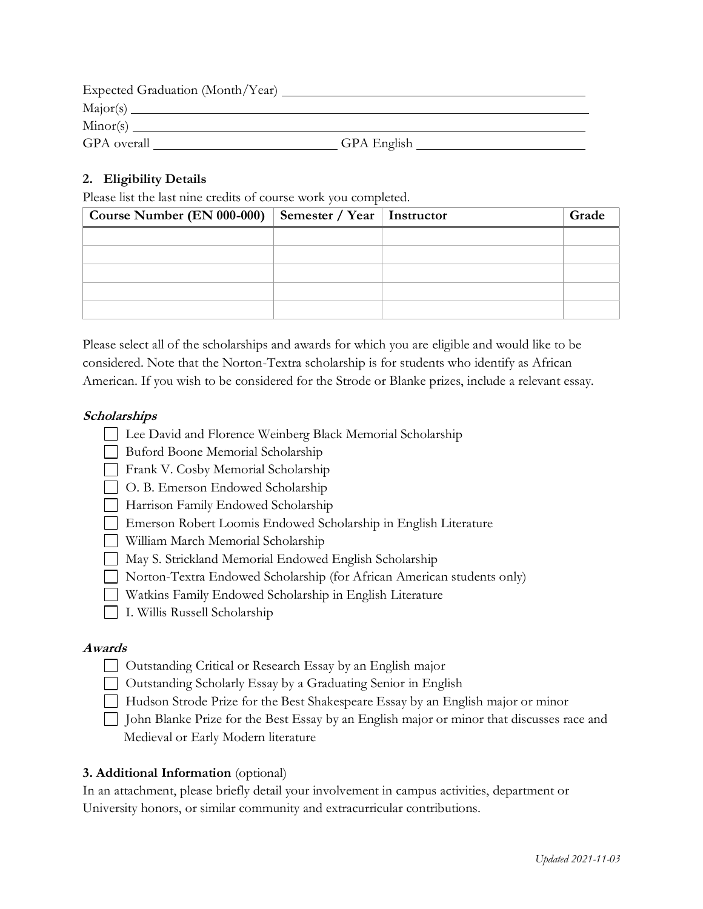Expected Graduation (Month/Year) ______________________________

Major(s) ______________________________

Minor(s) ______________________________

GPA overall ____________________ GPA English ____________________

**2. Eligibility Details**

Please list the last nine credits of course work you completed.

| Course Number (EN 000-000) | Semester / Year | Instructor | Grade |
|---|---|---|---|
| | | | |
| | | | |
| | | | |
| | | | |
| | | | |

Please select all of the scholarships and awards for which you are eligible and would like to be considered. Note that the Norton-Textra scholarship is for students who identify as African American. If you wish to be considered for the Strode or Blanke prizes, include a relevant essay.

***Scholarships***

- [ ] Lee David and Florence Weinberg Black Memorial Scholarship
- [ ] Buford Boone Memorial Scholarship
- [ ] Frank V. Cosby Memorial Scholarship
- [ ] O. B. Emerson Endowed Scholarship
- [ ] Harrison Family Endowed Scholarship
- [ ] Emerson Robert Loomis Endowed Scholarship in English Literature
- [ ] William March Memorial Scholarship
- [ ] May S. Strickland Memorial Endowed English Scholarship
- [ ] Norton-Textra Endowed Scholarship (for African American students only)
- [ ] Watkins Family Endowed Scholarship in English Literature
- [ ] I. Willis Russell Scholarship

***Awards***

- [ ] Outstanding Critical or Research Essay by an English major
- [ ] Outstanding Scholarly Essay by a Graduating Senior in English
- [ ] Hudson Strode Prize for the Best Shakespeare Essay by an English major or minor
- [ ] John Blanke Prize for the Best Essay by an English major or minor that discusses race and Medieval or Early Modern literature

**3. Additional Information** (optional)

In an attachment, please briefly detail your involvement in campus activities, department or University honors, or similar community and extracurricular contributions.

*Updated 2021-11-03*